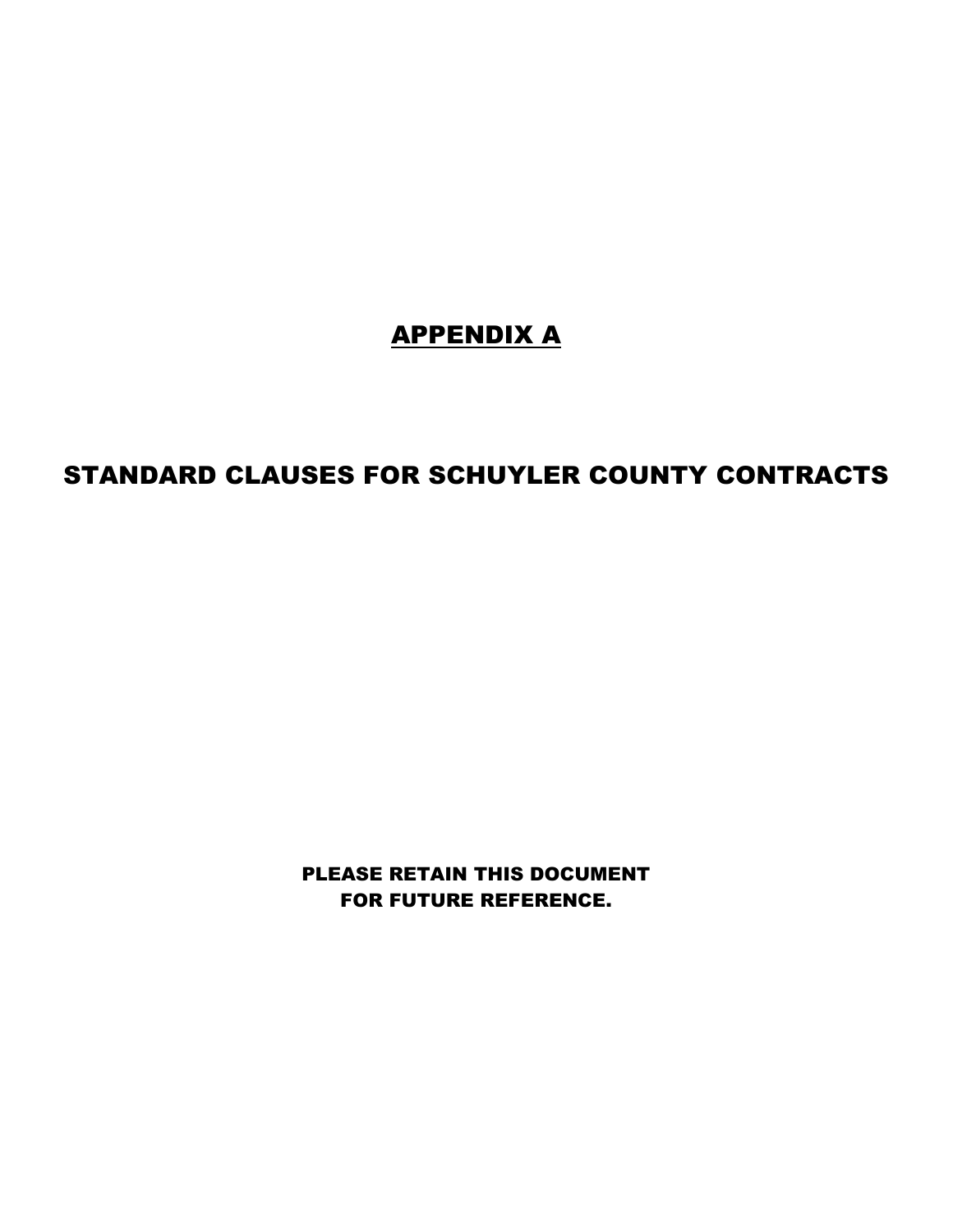# APPENDIX A

## STANDARD CLAUSES FOR SCHUYLER COUNTY CONTRACTS

**PLEASE RETAIN THIS DOCUMENT FOR FUTURE REFERENCE.**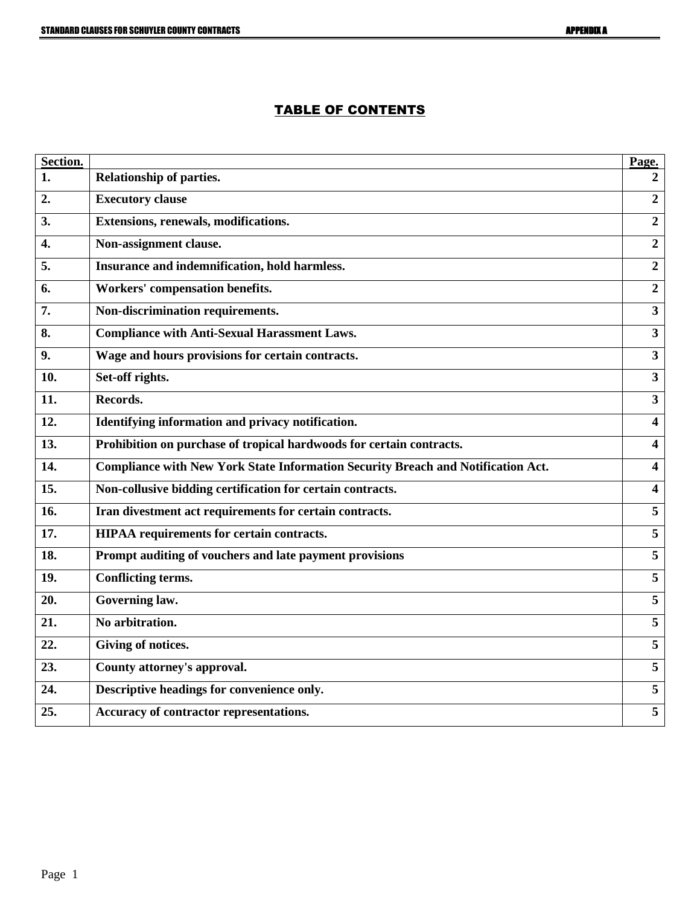# TABLE OF CONTENTS

| Section. | | Page. |
|---|---|---|
| 1. | Relationship of parties. | 2 |
| 2. | Executory clause | 2 |
| 3. | Extensions, renewals, modifications. | 2 |
| 4. | Non-assignment clause. | 2 |
| 5. | Insurance and indemnification, hold harmless. | 2 |
| 6. | Workers' compensation benefits. | 2 |
| 7. | Non-discrimination requirements. | 3 |
| 8. | Compliance with Anti-Sexual Harassment Laws. | 3 |
| 9. | Wage and hours provisions for certain contracts. | 3 |
| 10. | Set-off rights. | 3 |
| 11. | Records. | 3 |
| 12. | Identifying information and privacy notification. | 4 |
| 13. | Prohibition on purchase of tropical hardwoods for certain contracts. | 4 |
| 14. | Compliance with New York State Information Security Breach and Notification Act. | 4 |
| 15. | Non-collusive bidding certification for certain contracts. | 4 |
| 16. | Iran divestment act requirements for certain contracts. | 5 |
| 17. | HIPAA requirements for certain contracts. | 5 |
| 18. | Prompt auditing of vouchers and late payment provisions | 5 |
| 19. | Conflicting terms. | 5 |
| 20. | Governing law. | 5 |
| 21. | No arbitration. | 5 |
| 22. | Giving of notices. | 5 |
| 23. | County attorney's approval. | 5 |
| 24. | Descriptive headings for convenience only. | 5 |
| 25. | Accuracy of contractor representations. | 5 |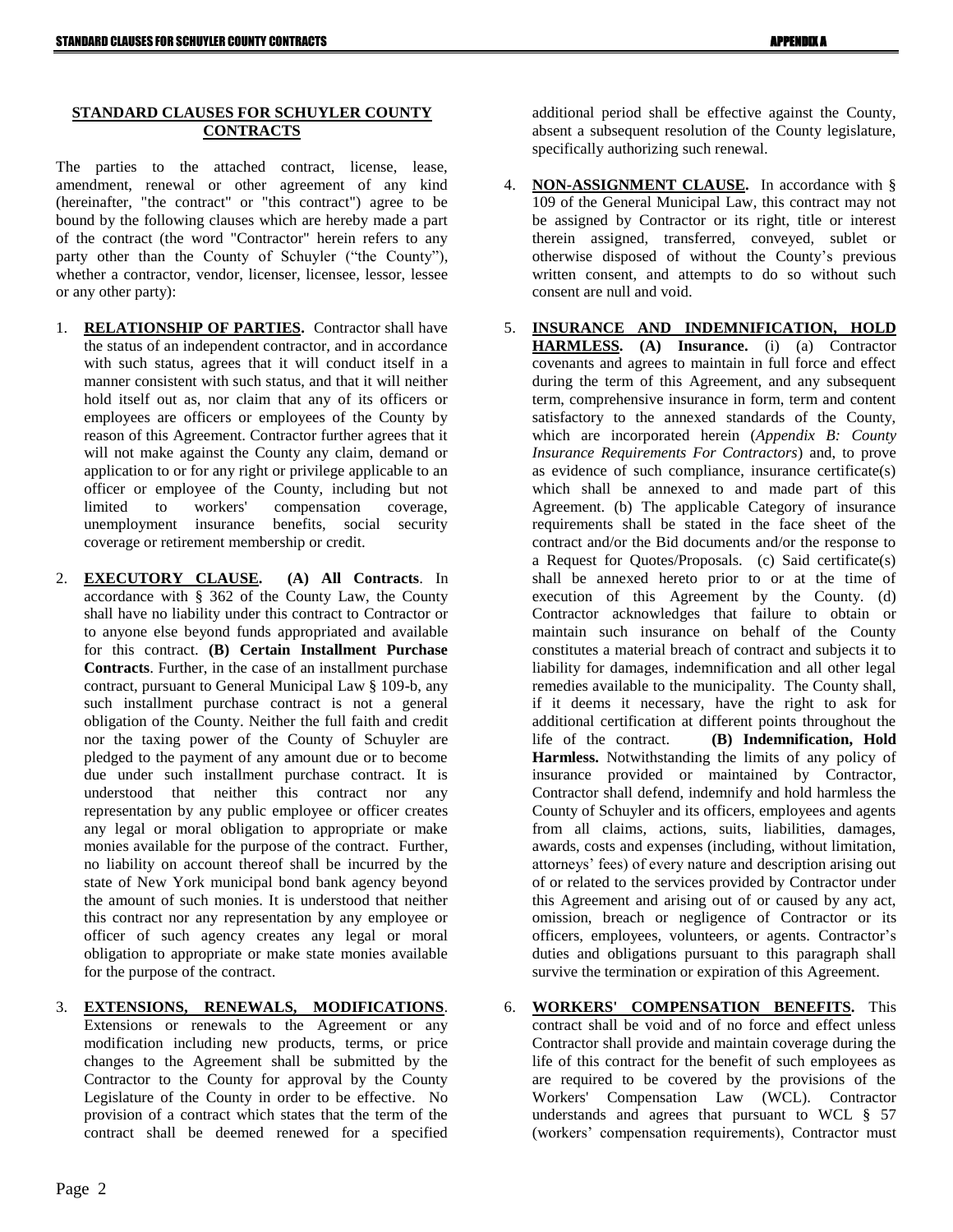## STANDARD CLAUSES FOR SCHUYLER COUNTY CONTRACTS

The parties to the attached contract, license, lease, amendment, renewal or other agreement of any kind (hereinafter, "the contract" or "this contract") agree to be bound by the following clauses which are hereby made a part of the contract (the word "Contractor" herein refers to any party other than the County of Schuyler ("the County"), whether a contractor, vendor, licenser, licensee, lessor, lessee or any other party):

1. **RELATIONSHIP OF PARTIES.** Contractor shall have the status of an independent contractor, and in accordance with such status, agrees that it will conduct itself in a manner consistent with such status, and that it will neither hold itself out as, nor claim that any of its officers or employees are officers or employees of the County by reason of this Agreement. Contractor further agrees that it will not make against the County any claim, demand or application to or for any right or privilege applicable to an officer or employee of the County, including but not limited to workers' compensation coverage, unemployment insurance benefits, social security coverage or retirement membership or credit.

2. **EXECUTORY CLAUSE. (A) All Contracts**. In accordance with § 362 of the County Law, the County shall have no liability under this contract to Contractor or to anyone else beyond funds appropriated and available for this contract. **(B) Certain Installment Purchase Contracts**. Further, in the case of an installment purchase contract, pursuant to General Municipal Law § 109-b, any such installment purchase contract is not a general obligation of the County. Neither the full faith and credit nor the taxing power of the County of Schuyler are pledged to the payment of any amount due or to become due under such installment purchase contract. It is understood that neither this contract nor any representation by any public employee or officer creates any legal or moral obligation to appropriate or make monies available for the purpose of the contract. Further, no liability on account thereof shall be incurred by the state of New York municipal bond bank agency beyond the amount of such monies. It is understood that neither this contract nor any representation by any employee or officer of such agency creates any legal or moral obligation to appropriate or make state monies available for the purpose of the contract.

3. **EXTENSIONS, RENEWALS, MODIFICATIONS**. Extensions or renewals to the Agreement or any modification including new products, terms, or price changes to the Agreement shall be submitted by the Contractor to the County for approval by the County Legislature of the County in order to be effective. No provision of a contract which states that the term of the contract shall be deemed renewed for a specified additional period shall be effective against the County, absent a subsequent resolution of the County legislature, specifically authorizing such renewal.

4. **NON-ASSIGNMENT CLAUSE.** In accordance with § 109 of the General Municipal Law, this contract may not be assigned by Contractor or its right, title or interest therein assigned, transferred, conveyed, sublet or otherwise disposed of without the County's previous written consent, and attempts to do so without such consent are null and void.

5. **INSURANCE AND INDEMNIFICATION, HOLD HARMLESS. (A) Insurance.** (i) (a) Contractor covenants and agrees to maintain in full force and effect during the term of this Agreement, and any subsequent term, comprehensive insurance in form, term and content satisfactory to the annexed standards of the County, which are incorporated herein (*Appendix B: County Insurance Requirements For Contractors*) and, to prove as evidence of such compliance, insurance certificate(s) which shall be annexed to and made part of this Agreement. (b) The applicable Category of insurance requirements shall be stated in the face sheet of the contract and/or the Bid documents and/or the response to a Request for Quotes/Proposals. (c) Said certificate(s) shall be annexed hereto prior to or at the time of execution of this Agreement by the County. (d) Contractor acknowledges that failure to obtain or maintain such insurance on behalf of the County constitutes a material breach of contract and subjects it to liability for damages, indemnification and all other legal remedies available to the municipality. The County shall, if it deems it necessary, have the right to ask for additional certification at different points throughout the life of the contract. **(B) Indemnification, Hold Harmless.** Notwithstanding the limits of any policy of insurance provided or maintained by Contractor, Contractor shall defend, indemnify and hold harmless the County of Schuyler and its officers, employees and agents from all claims, actions, suits, liabilities, damages, awards, costs and expenses (including, without limitation, attorneys' fees) of every nature and description arising out of or related to the services provided by Contractor under this Agreement and arising out of or caused by any act, omission, breach or negligence of Contractor or its officers, employees, volunteers, or agents. Contractor's duties and obligations pursuant to this paragraph shall survive the termination or expiration of this Agreement.

6. **WORKERS' COMPENSATION BENEFITS.** This contract shall be void and of no force and effect unless Contractor shall provide and maintain coverage during the life of this contract for the benefit of such employees as are required to be covered by the provisions of the Workers' Compensation Law (WCL). Contractor understands and agrees that pursuant to WCL § 57 (workers' compensation requirements), Contractor must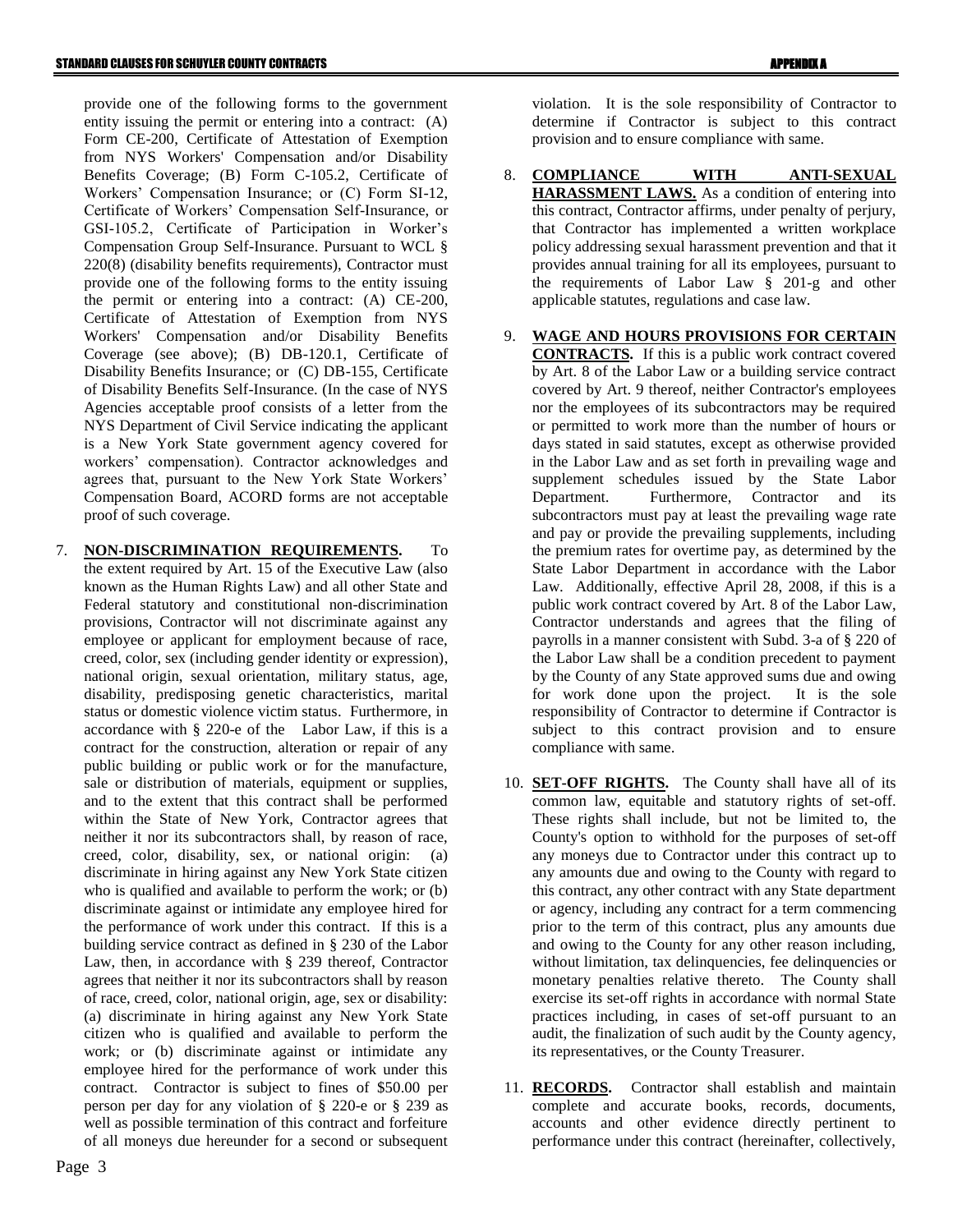provide one of the following forms to the government entity issuing the permit or entering into a contract: (A) Form CE-200, Certificate of Attestation of Exemption from NYS Workers' Compensation and/or Disability Benefits Coverage; (B) Form C-105.2, Certificate of Workers' Compensation Insurance; or (C) Form SI-12, Certificate of Workers' Compensation Self-Insurance, or GSI-105.2, Certificate of Participation in Worker's Compensation Group Self-Insurance. Pursuant to WCL § 220(8) (disability benefits requirements), Contractor must provide one of the following forms to the entity issuing the permit or entering into a contract: (A) CE-200, Certificate of Attestation of Exemption from NYS Workers' Compensation and/or Disability Benefits Coverage (see above); (B) DB-120.1, Certificate of Disability Benefits Insurance; or (C) DB-155, Certificate of Disability Benefits Self-Insurance. (In the case of NYS Agencies acceptable proof consists of a letter from the NYS Department of Civil Service indicating the applicant is a New York State government agency covered for workers' compensation). Contractor acknowledges and agrees that, pursuant to the New York State Workers' Compensation Board, ACORD forms are not acceptable proof of such coverage.

7. **NON-DISCRIMINATION REQUIREMENTS.** To the extent required by Art. 15 of the Executive Law (also known as the Human Rights Law) and all other State and Federal statutory and constitutional non-discrimination provisions, Contractor will not discriminate against any employee or applicant for employment because of race, creed, color, sex (including gender identity or expression), national origin, sexual orientation, military status, age, disability, predisposing genetic characteristics, marital status or domestic violence victim status. Furthermore, in accordance with § 220-e of the Labor Law, if this is a contract for the construction, alteration or repair of any public building or public work or for the manufacture, sale or distribution of materials, equipment or supplies, and to the extent that this contract shall be performed within the State of New York, Contractor agrees that neither it nor its subcontractors shall, by reason of race, creed, color, disability, sex, or national origin: (a) discriminate in hiring against any New York State citizen who is qualified and available to perform the work; or (b) discriminate against or intimidate any employee hired for the performance of work under this contract. If this is a building service contract as defined in § 230 of the Labor Law, then, in accordance with § 239 thereof, Contractor agrees that neither it nor its subcontractors shall by reason of race, creed, color, national origin, age, sex or disability: (a) discriminate in hiring against any New York State citizen who is qualified and available to perform the work; or (b) discriminate against or intimidate any employee hired for the performance of work under this contract. Contractor is subject to fines of $50.00 per person per day for any violation of § 220-e or § 239 as well as possible termination of this contract and forfeiture of all moneys due hereunder for a second or subsequent violation. It is the sole responsibility of Contractor to determine if Contractor is subject to this contract provision and to ensure compliance with same.

8. **COMPLIANCE WITH ANTI-SEXUAL HARASSMENT LAWS.** As a condition of entering into this contract, Contractor affirms, under penalty of perjury, that Contractor has implemented a written workplace policy addressing sexual harassment prevention and that it provides annual training for all its employees, pursuant to the requirements of Labor Law § 201-g and other applicable statutes, regulations and case law.

9. **WAGE AND HOURS PROVISIONS FOR CERTAIN CONTRACTS.** If this is a public work contract covered by Art. 8 of the Labor Law or a building service contract covered by Art. 9 thereof, neither Contractor's employees nor the employees of its subcontractors may be required or permitted to work more than the number of hours or days stated in said statutes, except as otherwise provided in the Labor Law and as set forth in prevailing wage and supplement schedules issued by the State Labor Department. Furthermore, Contractor and its subcontractors must pay at least the prevailing wage rate and pay or provide the prevailing supplements, including the premium rates for overtime pay, as determined by the State Labor Department in accordance with the Labor Law. Additionally, effective April 28, 2008, if this is a public work contract covered by Art. 8 of the Labor Law, Contractor understands and agrees that the filing of payrolls in a manner consistent with Subd. 3-a of § 220 of the Labor Law shall be a condition precedent to payment by the County of any State approved sums due and owing for work done upon the project. It is the sole responsibility of Contractor to determine if Contractor is subject to this contract provision and to ensure compliance with same.

10. **SET-OFF RIGHTS.** The County shall have all of its common law, equitable and statutory rights of set-off. These rights shall include, but not be limited to, the County's option to withhold for the purposes of set-off any moneys due to Contractor under this contract up to any amounts due and owing to the County with regard to this contract, any other contract with any State department or agency, including any contract for a term commencing prior to the term of this contract, plus any amounts due and owing to the County for any other reason including, without limitation, tax delinquencies, fee delinquencies or monetary penalties relative thereto. The County shall exercise its set-off rights in accordance with normal State practices including, in cases of set-off pursuant to an audit, the finalization of such audit by the County agency, its representatives, or the County Treasurer.

11. **RECORDS.** Contractor shall establish and maintain complete and accurate books, records, documents, accounts and other evidence directly pertinent to performance under this contract (hereinafter, collectively,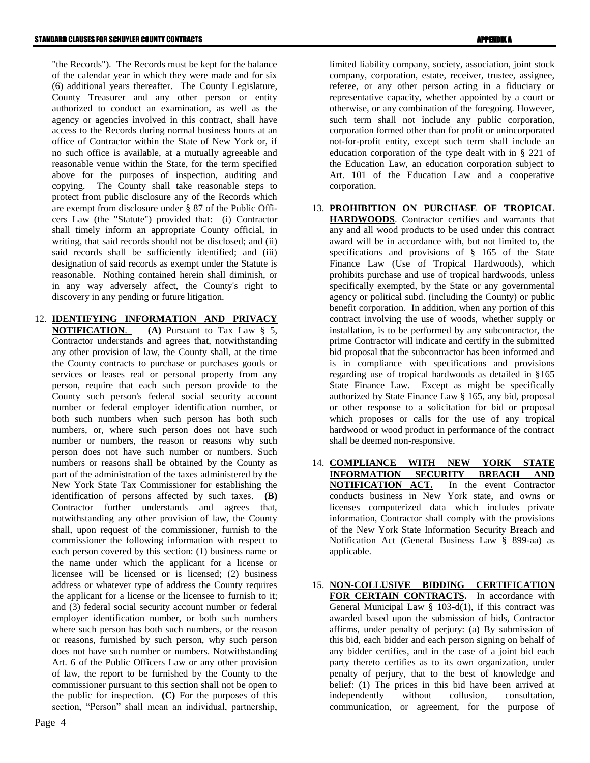"the Records"). The Records must be kept for the balance of the calendar year in which they were made and for six (6) additional years thereafter. The County Legislature, County Treasurer and any other person or entity authorized to conduct an examination, as well as the agency or agencies involved in this contract, shall have access to the Records during normal business hours at an office of Contractor within the State of New York or, if no such office is available, at a mutually agreeable and reasonable venue within the State, for the term specified above for the purposes of inspection, auditing and copying. The County shall take reasonable steps to protect from public disclosure any of the Records which are exempt from disclosure under § 87 of the Public Officers Law (the "Statute") provided that: (i) Contractor shall timely inform an appropriate County official, in writing, that said records should not be disclosed; and (ii) said records shall be sufficiently identified; and (iii) designation of said records as exempt under the Statute is reasonable. Nothing contained herein shall diminish, or in any way adversely affect, the County's right to discovery in any pending or future litigation.

12. **IDENTIFYING INFORMATION AND PRIVACY NOTIFICATION**. **(A)** Pursuant to Tax Law § 5, Contractor understands and agrees that, notwithstanding any other provision of law, the County shall, at the time the County contracts to purchase or purchases goods or services or leases real or personal property from any person, require that each such person provide to the County such person's federal social security account number or federal employer identification number, or both such numbers when such person has both such numbers, or, where such person does not have such number or numbers, the reason or reasons why such person does not have such number or numbers. Such numbers or reasons shall be obtained by the County as part of the administration of the taxes administered by the New York State Tax Commissioner for establishing the identification of persons affected by such taxes. **(B)** Contractor further understands and agrees that, notwithstanding any other provision of law, the County shall, upon request of the commissioner, furnish to the commissioner the following information with respect to each person covered by this section: (1) business name or the name under which the applicant for a license or licensee will be licensed or is licensed; (2) business address or whatever type of address the County requires the applicant for a license or the licensee to furnish to it; and (3) federal social security account number or federal employer identification number, or both such numbers where such person has both such numbers, or the reason or reasons, furnished by such person, why such person does not have such number or numbers. Notwithstanding Art. 6 of the Public Officers Law or any other provision of law, the report to be furnished by the County to the commissioner pursuant to this section shall not be open to the public for inspection. **(C)** For the purposes of this section, "Person" shall mean an individual, partnership, limited liability company, society, association, joint stock company, corporation, estate, receiver, trustee, assignee, referee, or any other person acting in a fiduciary or representative capacity, whether appointed by a court or otherwise, or any combination of the foregoing. However, such term shall not include any public corporation, corporation formed other than for profit or unincorporated not-for-profit entity, except such term shall include an education corporation of the type dealt with in § 221 of the Education Law, an education corporation subject to Art. 101 of the Education Law and a cooperative corporation.

13. **PROHIBITION ON PURCHASE OF TROPICAL HARDWOODS**. Contractor certifies and warrants that any and all wood products to be used under this contract award will be in accordance with, but not limited to, the specifications and provisions of § 165 of the State Finance Law (Use of Tropical Hardwoods), which prohibits purchase and use of tropical hardwoods, unless specifically exempted, by the State or any governmental agency or political subd. (including the County) or public benefit corporation. In addition, when any portion of this contract involving the use of woods, whether supply or installation, is to be performed by any subcontractor, the prime Contractor will indicate and certify in the submitted bid proposal that the subcontractor has been informed and is in compliance with specifications and provisions regarding use of tropical hardwoods as detailed in §165 State Finance Law. Except as might be specifically authorized by State Finance Law § 165, any bid, proposal or other response to a solicitation for bid or proposal which proposes or calls for the use of any tropical hardwood or wood product in performance of the contract shall be deemed non-responsive.

14. **COMPLIANCE WITH NEW YORK STATE INFORMATION SECURITY BREACH AND NOTIFICATION ACT.** In the event Contractor conducts business in New York state, and owns or licenses computerized data which includes private information, Contractor shall comply with the provisions of the New York State Information Security Breach and Notification Act (General Business Law § 899-aa) as applicable.

15. **NON-COLLUSIVE BIDDING CERTIFICATION FOR CERTAIN CONTRACTS.** In accordance with General Municipal Law § 103-d(1), if this contract was awarded based upon the submission of bids, Contractor affirms, under penalty of perjury: (a) By submission of this bid, each bidder and each person signing on behalf of any bidder certifies, and in the case of a joint bid each party thereto certifies as to its own organization, under penalty of perjury, that to the best of knowledge and belief: (1) The prices in this bid have been arrived at independently without collusion, consultation, communication, or agreement, for the purpose of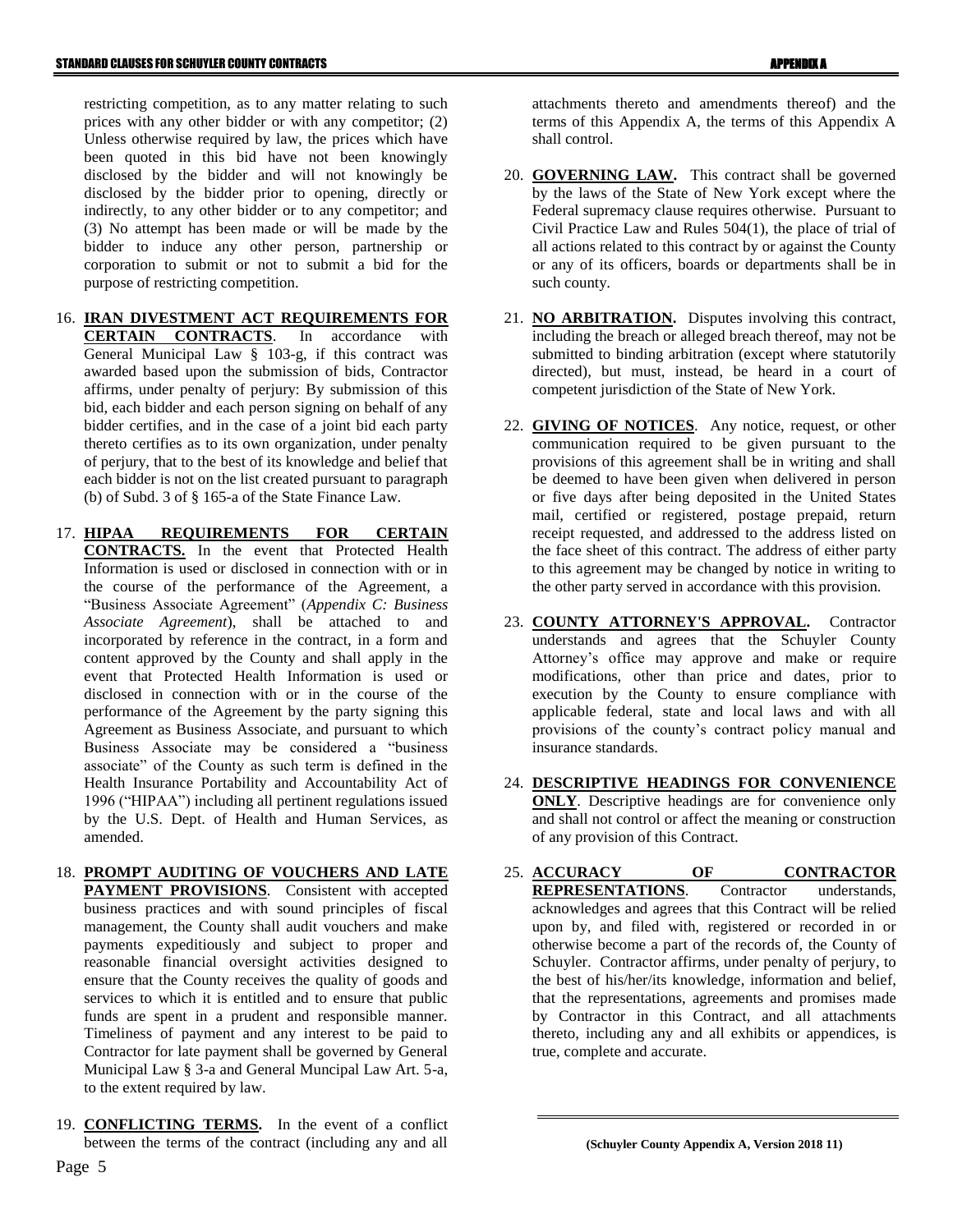restricting competition, as to any matter relating to such prices with any other bidder or with any competitor; (2) Unless otherwise required by law, the prices which have been quoted in this bid have not been knowingly disclosed by the bidder and will not knowingly be disclosed by the bidder prior to opening, directly or indirectly, to any other bidder or to any competitor; and (3) No attempt has been made or will be made by the bidder to induce any other person, partnership or corporation to submit or not to submit a bid for the purpose of restricting competition.

16. **IRAN DIVESTMENT ACT REQUIREMENTS FOR CERTAIN CONTRACTS**. In accordance with General Municipal Law § 103-g, if this contract was awarded based upon the submission of bids, Contractor affirms, under penalty of perjury: By submission of this bid, each bidder and each person signing on behalf of any bidder certifies, and in the case of a joint bid each party thereto certifies as to its own organization, under penalty of perjury, that to the best of its knowledge and belief that each bidder is not on the list created pursuant to paragraph (b) of Subd. 3 of § 165-a of the State Finance Law.

17. **HIPAA REQUIREMENTS FOR CERTAIN CONTRACTS.** In the event that Protected Health Information is used or disclosed in connection with or in the course of the performance of the Agreement, a "Business Associate Agreement" (*Appendix C: Business Associate Agreement*), shall be attached to and incorporated by reference in the contract, in a form and content approved by the County and shall apply in the event that Protected Health Information is used or disclosed in connection with or in the course of the performance of the Agreement by the party signing this Agreement as Business Associate, and pursuant to which Business Associate may be considered a "business associate" of the County as such term is defined in the Health Insurance Portability and Accountability Act of 1996 ("HIPAA") including all pertinent regulations issued by the U.S. Dept. of Health and Human Services, as amended.

18. **PROMPT AUDITING OF VOUCHERS AND LATE PAYMENT PROVISIONS**. Consistent with accepted business practices and with sound principles of fiscal management, the County shall audit vouchers and make payments expeditiously and subject to proper and reasonable financial oversight activities designed to ensure that the County receives the quality of goods and services to which it is entitled and to ensure that public funds are spent in a prudent and responsible manner. Timeliness of payment and any interest to be paid to Contractor for late payment shall be governed by General Municipal Law § 3-a and General Muncipal Law Art. 5-a, to the extent required by law.

19. **CONFLICTING TERMS.** In the event of a conflict between the terms of the contract (including any and all attachments thereto and amendments thereof) and the terms of this Appendix A, the terms of this Appendix A shall control.

20. **GOVERNING LAW.** This contract shall be governed by the laws of the State of New York except where the Federal supremacy clause requires otherwise. Pursuant to Civil Practice Law and Rules 504(1), the place of trial of all actions related to this contract by or against the County or any of its officers, boards or departments shall be in such county.

21. **NO ARBITRATION.** Disputes involving this contract, including the breach or alleged breach thereof, may not be submitted to binding arbitration (except where statutorily directed), but must, instead, be heard in a court of competent jurisdiction of the State of New York.

22. **GIVING OF NOTICES**. Any notice, request, or other communication required to be given pursuant to the provisions of this agreement shall be in writing and shall be deemed to have been given when delivered in person or five days after being deposited in the United States mail, certified or registered, postage prepaid, return receipt requested, and addressed to the address listed on the face sheet of this contract. The address of either party to this agreement may be changed by notice in writing to the other party served in accordance with this provision.

23. **COUNTY ATTORNEY'S APPROVAL.** Contractor understands and agrees that the Schuyler County Attorney's office may approve and make or require modifications, other than price and dates, prior to execution by the County to ensure compliance with applicable federal, state and local laws and with all provisions of the county's contract policy manual and insurance standards.

24. **DESCRIPTIVE HEADINGS FOR CONVENIENCE ONLY**. Descriptive headings are for convenience only and shall not control or affect the meaning or construction of any provision of this Contract.

25. **ACCURACY OF CONTRACTOR REPRESENTATIONS**. Contractor understands, acknowledges and agrees that this Contract will be relied upon by, and filed with, registered or recorded in or otherwise become a part of the records of, the County of Schuyler. Contractor affirms, under penalty of perjury, to the best of his/her/its knowledge, information and belief, that the representations, agreements and promises made by Contractor in this Contract, and all attachments thereto, including any and all exhibits or appendices, is true, complete and accurate.

**(Schuyler County Appendix A, Version 2018 11)**